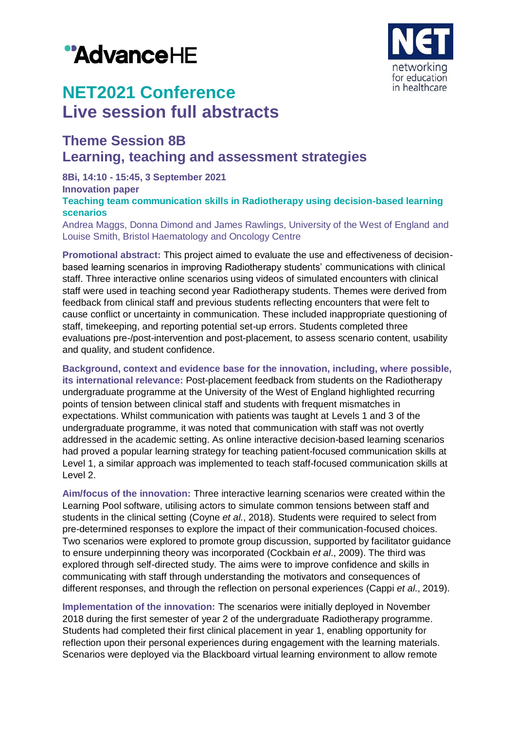# NET2021 Conference
# Live session full abstracts

## Theme Session 8B
## Learning, teaching and assessment strategies

**8Bi, 14:10 - 15:45, 3 September 2021**
**Innovation paper**

### Teaching team communication skills in Radiotherapy using decision-based learning scenarios

Andrea Maggs, Donna Dimond and James Rawlings, University of the West of England and Louise Smith, Bristol Haematology and Oncology Centre

**Promotional abstract:** This project aimed to evaluate the use and effectiveness of decision-based learning scenarios in improving Radiotherapy students' communications with clinical staff. Three interactive online scenarios using videos of simulated encounters with clinical staff were used in teaching second year Radiotherapy students. Themes were derived from feedback from clinical staff and previous students reflecting encounters that were felt to cause conflict or uncertainty in communication. These included inappropriate questioning of staff, timekeeping, and reporting potential set-up errors. Students completed three evaluations pre-/post-intervention and post-placement, to assess scenario content, usability and quality, and student confidence.

**Background, context and evidence base for the innovation, including, where possible, its international relevance:** Post-placement feedback from students on the Radiotherapy undergraduate programme at the University of the West of England highlighted recurring points of tension between clinical staff and students with frequent mismatches in expectations. Whilst communication with patients was taught at Levels 1 and 3 of the undergraduate programme, it was noted that communication with staff was not overtly addressed in the academic setting. As online interactive decision-based learning scenarios had proved a popular learning strategy for teaching patient-focused communication skills at Level 1, a similar approach was implemented to teach staff-focused communication skills at Level 2.

**Aim/focus of the innovation:** Three interactive learning scenarios were created within the Learning Pool software, utilising actors to simulate common tensions between staff and students in the clinical setting (Coyne *et al.*, 2018). Students were required to select from pre-determined responses to explore the impact of their communication-focused choices. Two scenarios were explored to promote group discussion, supported by facilitator guidance to ensure underpinning theory was incorporated (Cockbain *et al*., 2009). The third was explored through self-directed study. The aims were to improve confidence and skills in communicating with staff through understanding the motivators and consequences of different responses, and through the reflection on personal experiences (Cappi *et al*., 2019).

**Implementation of the innovation:** The scenarios were initially deployed in November 2018 during the first semester of year 2 of the undergraduate Radiotherapy programme. Students had completed their first clinical placement in year 1, enabling opportunity for reflection upon their personal experiences during engagement with the learning materials. Scenarios were deployed via the Blackboard virtual learning environment to allow remote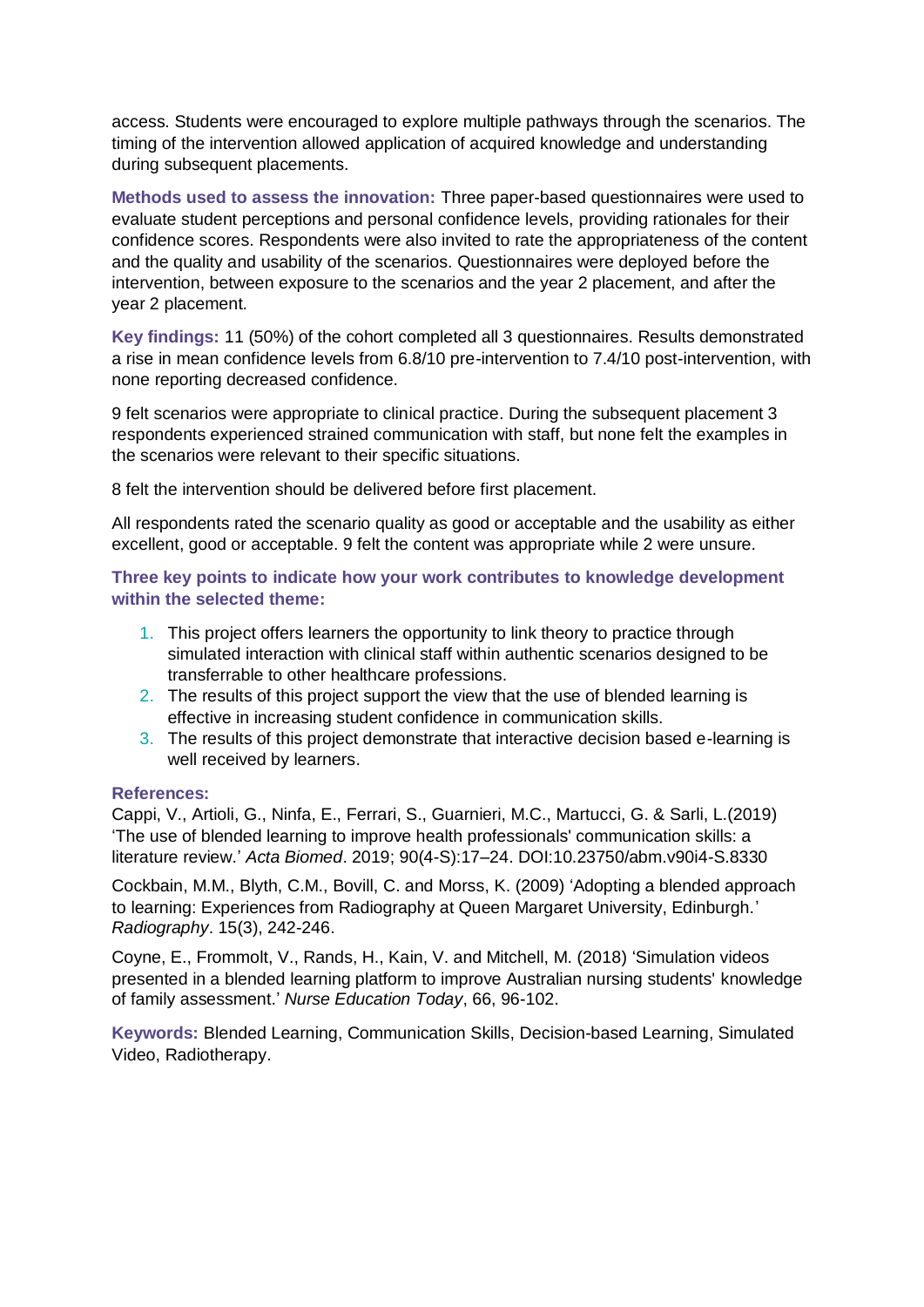access. Students were encouraged to explore multiple pathways through the scenarios. The timing of the intervention allowed application of acquired knowledge and understanding during subsequent placements.

**Methods used to assess the innovation:** Three paper-based questionnaires were used to evaluate student perceptions and personal confidence levels, providing rationales for their confidence scores. Respondents were also invited to rate the appropriateness of the content and the quality and usability of the scenarios. Questionnaires were deployed before the intervention, between exposure to the scenarios and the year 2 placement, and after the year 2 placement.

**Key findings:** 11 (50%) of the cohort completed all 3 questionnaires. Results demonstrated a rise in mean confidence levels from 6.8/10 pre-intervention to 7.4/10 post-intervention, with none reporting decreased confidence.

9 felt scenarios were appropriate to clinical practice. During the subsequent placement 3 respondents experienced strained communication with staff, but none felt the examples in the scenarios were relevant to their specific situations.

8 felt the intervention should be delivered before first placement.

All respondents rated the scenario quality as good or acceptable and the usability as either excellent, good or acceptable. 9 felt the content was appropriate while 2 were unsure.

**Three key points to indicate how your work contributes to knowledge development within the selected theme:**

1. This project offers learners the opportunity to link theory to practice through simulated interaction with clinical staff within authentic scenarios designed to be transferrable to other healthcare professions.
2. The results of this project support the view that the use of blended learning is effective in increasing student confidence in communication skills.
3. The results of this project demonstrate that interactive decision based e-learning is well received by learners.

**References:**

Cappi, V., Artioli, G., Ninfa, E., Ferrari, S., Guarnieri, M.C., Martucci, G. & Sarli, L.(2019) 'The use of blended learning to improve health professionals' communication skills: a literature review.' *Acta Biomed*. 2019; 90(4-S):17–24. DOI:10.23750/abm.v90i4-S.8330

Cockbain, M.M., Blyth, C.M., Bovill, C. and Morss, K. (2009) 'Adopting a blended approach to learning: Experiences from Radiography at Queen Margaret University, Edinburgh.' *Radiography*. 15(3), 242-246.

Coyne, E., Frommolt, V., Rands, H., Kain, V. and Mitchell, M. (2018) 'Simulation videos presented in a blended learning platform to improve Australian nursing students' knowledge of family assessment.' *Nurse Education Today*, 66, 96-102.

**Keywords:** Blended Learning, Communication Skills, Decision-based Learning, Simulated Video, Radiotherapy.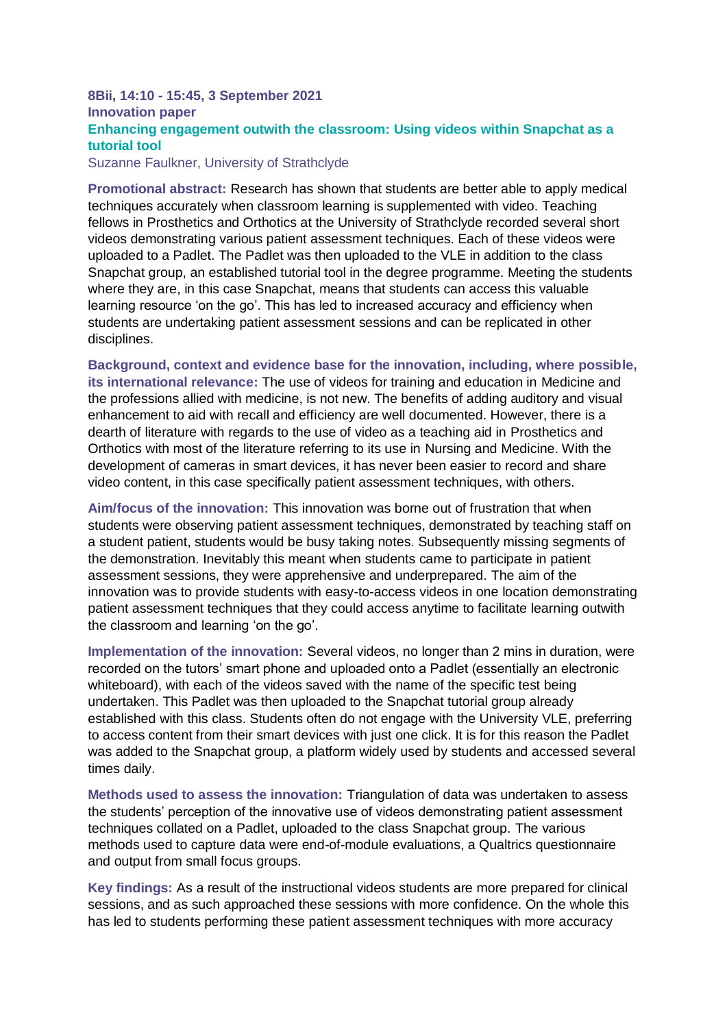**8Bii, 14:10 - 15:45, 3 September 2021**
**Innovation paper**

## Enhancing engagement outwith the classroom: Using videos within Snapchat as a tutorial tool

Suzanne Faulkner, University of Strathclyde

**Promotional abstract:** Research has shown that students are better able to apply medical techniques accurately when classroom learning is supplemented with video. Teaching fellows in Prosthetics and Orthotics at the University of Strathclyde recorded several short videos demonstrating various patient assessment techniques. Each of these videos were uploaded to a Padlet. The Padlet was then uploaded to the VLE in addition to the class Snapchat group, an established tutorial tool in the degree programme. Meeting the students where they are, in this case Snapchat, means that students can access this valuable learning resource 'on the go'. This has led to increased accuracy and efficiency when students are undertaking patient assessment sessions and can be replicated in other disciplines.

**Background, context and evidence base for the innovation, including, where possible, its international relevance:** The use of videos for training and education in Medicine and the professions allied with medicine, is not new. The benefits of adding auditory and visual enhancement to aid with recall and efficiency are well documented. However, there is a dearth of literature with regards to the use of video as a teaching aid in Prosthetics and Orthotics with most of the literature referring to its use in Nursing and Medicine. With the development of cameras in smart devices, it has never been easier to record and share video content, in this case specifically patient assessment techniques, with others.

**Aim/focus of the innovation:** This innovation was borne out of frustration that when students were observing patient assessment techniques, demonstrated by teaching staff on a student patient, students would be busy taking notes. Subsequently missing segments of the demonstration. Inevitably this meant when students came to participate in patient assessment sessions, they were apprehensive and underprepared. The aim of the innovation was to provide students with easy-to-access videos in one location demonstrating patient assessment techniques that they could access anytime to facilitate learning outwith the classroom and learning 'on the go'.

**Implementation of the innovation:** Several videos, no longer than 2 mins in duration, were recorded on the tutors' smart phone and uploaded onto a Padlet (essentially an electronic whiteboard), with each of the videos saved with the name of the specific test being undertaken. This Padlet was then uploaded to the Snapchat tutorial group already established with this class. Students often do not engage with the University VLE, preferring to access content from their smart devices with just one click. It is for this reason the Padlet was added to the Snapchat group, a platform widely used by students and accessed several times daily.

**Methods used to assess the innovation:** Triangulation of data was undertaken to assess the students' perception of the innovative use of videos demonstrating patient assessment techniques collated on a Padlet, uploaded to the class Snapchat group. The various methods used to capture data were end-of-module evaluations, a Qualtrics questionnaire and output from small focus groups.

**Key findings:** As a result of the instructional videos students are more prepared for clinical sessions, and as such approached these sessions with more confidence. On the whole this has led to students performing these patient assessment techniques with more accuracy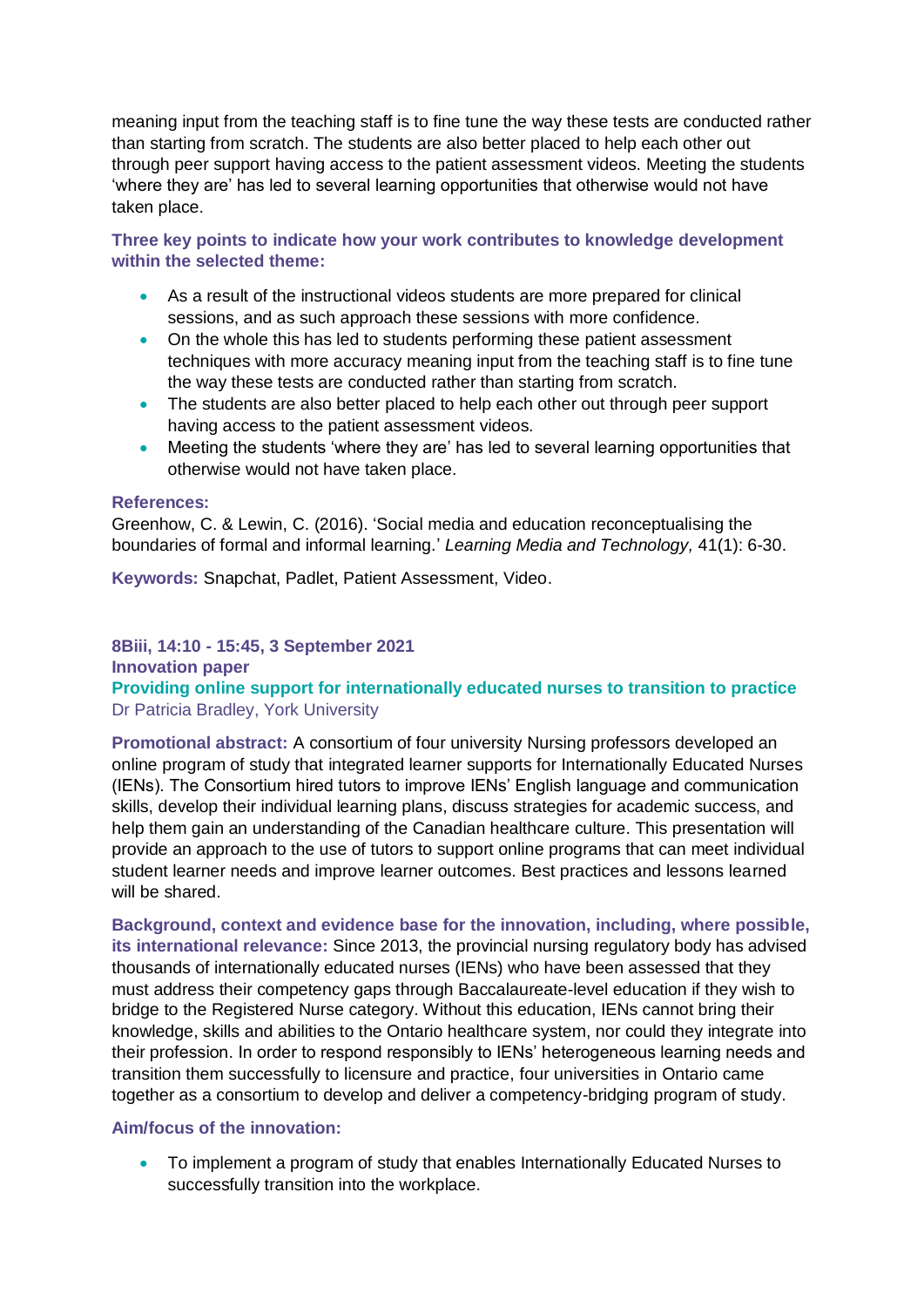meaning input from the teaching staff is to fine tune the way these tests are conducted rather than starting from scratch. The students are also better placed to help each other out through peer support having access to the patient assessment videos. Meeting the students 'where they are' has led to several learning opportunities that otherwise would not have taken place.

**Three key points to indicate how your work contributes to knowledge development within the selected theme:**

- As a result of the instructional videos students are more prepared for clinical sessions, and as such approach these sessions with more confidence.
- On the whole this has led to students performing these patient assessment techniques with more accuracy meaning input from the teaching staff is to fine tune the way these tests are conducted rather than starting from scratch.
- The students are also better placed to help each other out through peer support having access to the patient assessment videos.
- Meeting the students 'where they are' has led to several learning opportunities that otherwise would not have taken place.

**References:**

Greenhow, C. & Lewin, C. (2016). 'Social media and education reconceptualising the boundaries of formal and informal learning.' *Learning Media and Technology,* 41(1): 6-30.

**Keywords:** Snapchat, Padlet, Patient Assessment, Video.

**8Biii, 14:10 - 15:45, 3 September 2021**

**Innovation paper**

## Providing online support for internationally educated nurses to transition to practice

Dr Patricia Bradley, York University

**Promotional abstract:** A consortium of four university Nursing professors developed an online program of study that integrated learner supports for Internationally Educated Nurses (IENs). The Consortium hired tutors to improve IENs' English language and communication skills, develop their individual learning plans, discuss strategies for academic success, and help them gain an understanding of the Canadian healthcare culture. This presentation will provide an approach to the use of tutors to support online programs that can meet individual student learner needs and improve learner outcomes. Best practices and lessons learned will be shared.

**Background, context and evidence base for the innovation, including, where possible, its international relevance:** Since 2013, the provincial nursing regulatory body has advised thousands of internationally educated nurses (IENs) who have been assessed that they must address their competency gaps through Baccalaureate-level education if they wish to bridge to the Registered Nurse category. Without this education, IENs cannot bring their knowledge, skills and abilities to the Ontario healthcare system, nor could they integrate into their profession. In order to respond responsibly to IENs' heterogeneous learning needs and transition them successfully to licensure and practice, four universities in Ontario came together as a consortium to develop and deliver a competency-bridging program of study.

**Aim/focus of the innovation:**

- To implement a program of study that enables Internationally Educated Nurses to successfully transition into the workplace.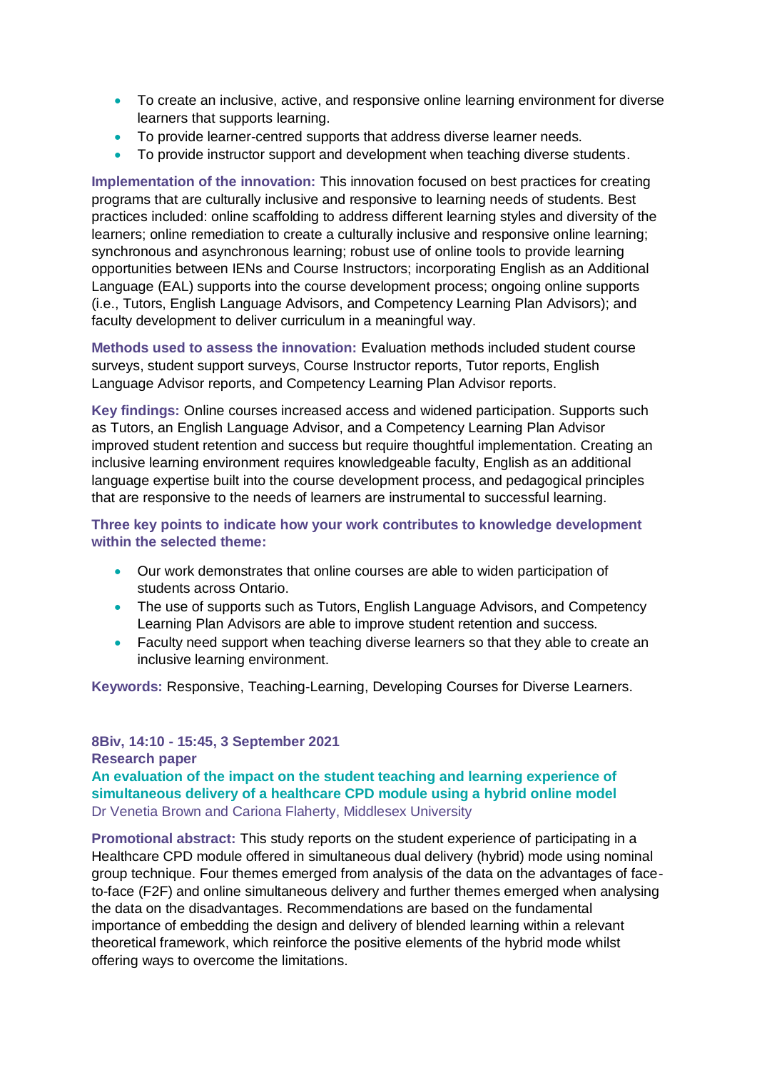- To create an inclusive, active, and responsive online learning environment for diverse learners that supports learning.
- To provide learner-centred supports that address diverse learner needs.
- To provide instructor support and development when teaching diverse students.

**Implementation of the innovation:** This innovation focused on best practices for creating programs that are culturally inclusive and responsive to learning needs of students. Best practices included: online scaffolding to address different learning styles and diversity of the learners; online remediation to create a culturally inclusive and responsive online learning; synchronous and asynchronous learning; robust use of online tools to provide learning opportunities between IENs and Course Instructors; incorporating English as an Additional Language (EAL) supports into the course development process; ongoing online supports (i.e., Tutors, English Language Advisors, and Competency Learning Plan Advisors); and faculty development to deliver curriculum in a meaningful way.

**Methods used to assess the innovation:** Evaluation methods included student course surveys, student support surveys, Course Instructor reports, Tutor reports, English Language Advisor reports, and Competency Learning Plan Advisor reports.

**Key findings:** Online courses increased access and widened participation. Supports such as Tutors, an English Language Advisor, and a Competency Learning Plan Advisor improved student retention and success but require thoughtful implementation. Creating an inclusive learning environment requires knowledgeable faculty, English as an additional language expertise built into the course development process, and pedagogical principles that are responsive to the needs of learners are instrumental to successful learning.

**Three key points to indicate how your work contributes to knowledge development within the selected theme:**

- Our work demonstrates that online courses are able to widen participation of students across Ontario.
- The use of supports such as Tutors, English Language Advisors, and Competency Learning Plan Advisors are able to improve student retention and success.
- Faculty need support when teaching diverse learners so that they able to create an inclusive learning environment.

**Keywords:** Responsive, Teaching-Learning, Developing Courses for Diverse Learners.

**8Biv, 14:10 - 15:45, 3 September 2021**
**Research paper**

### An evaluation of the impact on the student teaching and learning experience of simultaneous delivery of a healthcare CPD module using a hybrid online model

Dr Venetia Brown and Cariona Flaherty, Middlesex University

**Promotional abstract:** This study reports on the student experience of participating in a Healthcare CPD module offered in simultaneous dual delivery (hybrid) mode using nominal group technique. Four themes emerged from analysis of the data on the advantages of face-to-face (F2F) and online simultaneous delivery and further themes emerged when analysing the data on the disadvantages. Recommendations are based on the fundamental importance of embedding the design and delivery of blended learning within a relevant theoretical framework, which reinforce the positive elements of the hybrid mode whilst offering ways to overcome the limitations.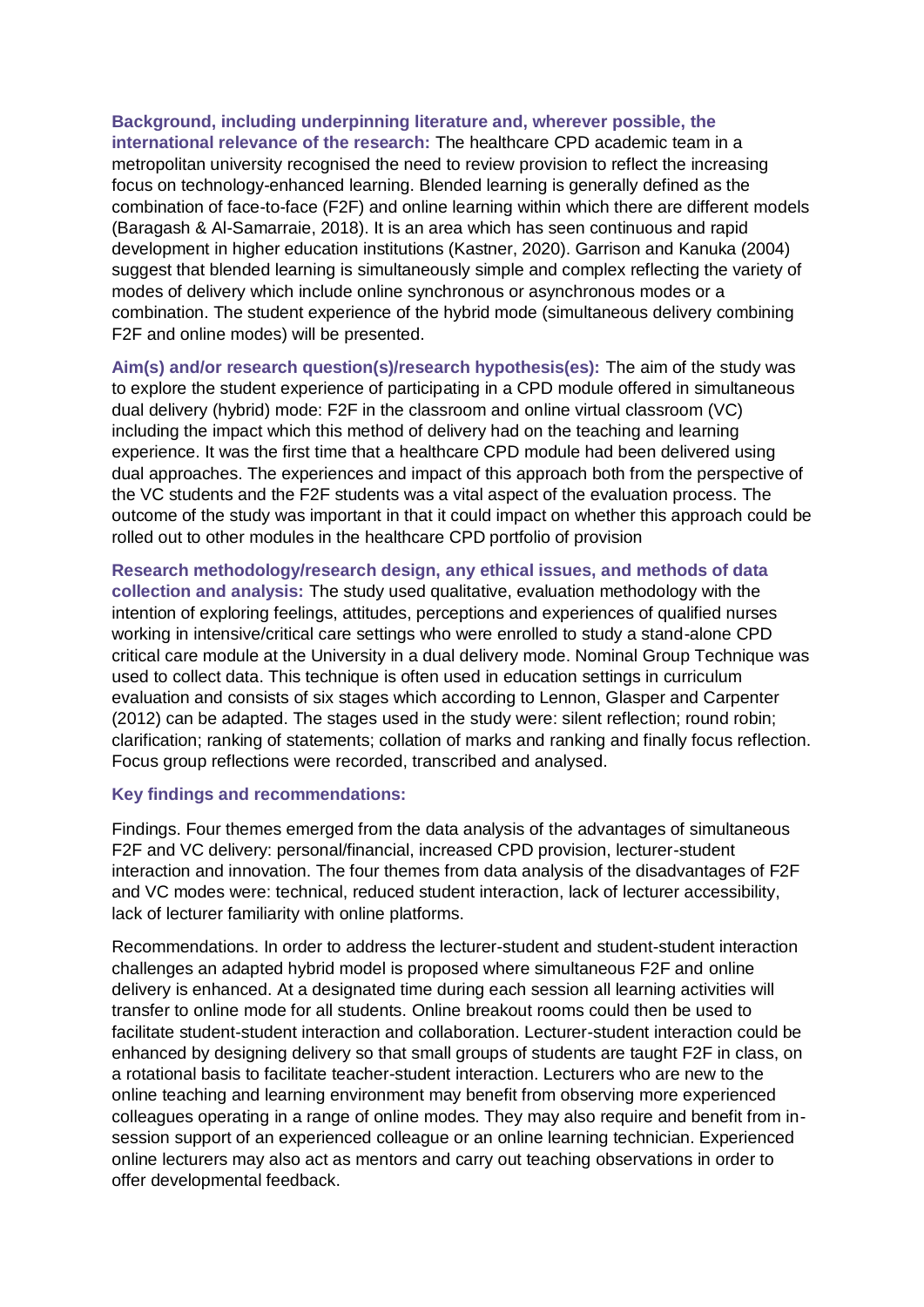**Background, including underpinning literature and, wherever possible, the international relevance of the research:** The healthcare CPD academic team in a metropolitan university recognised the need to review provision to reflect the increasing focus on technology-enhanced learning. Blended learning is generally defined as the combination of face-to-face (F2F) and online learning within which there are different models (Baragash & Al-Samarraie, 2018). It is an area which has seen continuous and rapid development in higher education institutions (Kastner, 2020). Garrison and Kanuka (2004) suggest that blended learning is simultaneously simple and complex reflecting the variety of modes of delivery which include online synchronous or asynchronous modes or a combination. The student experience of the hybrid mode (simultaneous delivery combining F2F and online modes) will be presented.

**Aim(s) and/or research question(s)/research hypothesis(es):** The aim of the study was to explore the student experience of participating in a CPD module offered in simultaneous dual delivery (hybrid) mode: F2F in the classroom and online virtual classroom (VC) including the impact which this method of delivery had on the teaching and learning experience. It was the first time that a healthcare CPD module had been delivered using dual approaches. The experiences and impact of this approach both from the perspective of the VC students and the F2F students was a vital aspect of the evaluation process. The outcome of the study was important in that it could impact on whether this approach could be rolled out to other modules in the healthcare CPD portfolio of provision

**Research methodology/research design, any ethical issues, and methods of data collection and analysis:** The study used qualitative, evaluation methodology with the intention of exploring feelings, attitudes, perceptions and experiences of qualified nurses working in intensive/critical care settings who were enrolled to study a stand-alone CPD critical care module at the University in a dual delivery mode. Nominal Group Technique was used to collect data. This technique is often used in education settings in curriculum evaluation and consists of six stages which according to Lennon, Glasper and Carpenter (2012) can be adapted. The stages used in the study were: silent reflection; round robin; clarification; ranking of statements; collation of marks and ranking and finally focus reflection. Focus group reflections were recorded, transcribed and analysed.

**Key findings and recommendations:**

Findings. Four themes emerged from the data analysis of the advantages of simultaneous F2F and VC delivery: personal/financial, increased CPD provision, lecturer-student interaction and innovation. The four themes from data analysis of the disadvantages of F2F and VC modes were: technical, reduced student interaction, lack of lecturer accessibility, lack of lecturer familiarity with online platforms.

Recommendations. In order to address the lecturer-student and student-student interaction challenges an adapted hybrid model is proposed where simultaneous F2F and online delivery is enhanced. At a designated time during each session all learning activities will transfer to online mode for all students. Online breakout rooms could then be used to facilitate student-student interaction and collaboration. Lecturer-student interaction could be enhanced by designing delivery so that small groups of students are taught F2F in class, on a rotational basis to facilitate teacher-student interaction. Lecturers who are new to the online teaching and learning environment may benefit from observing more experienced colleagues operating in a range of online modes. They may also require and benefit from in-session support of an experienced colleague or an online learning technician. Experienced online lecturers may also act as mentors and carry out teaching observations in order to offer developmental feedback.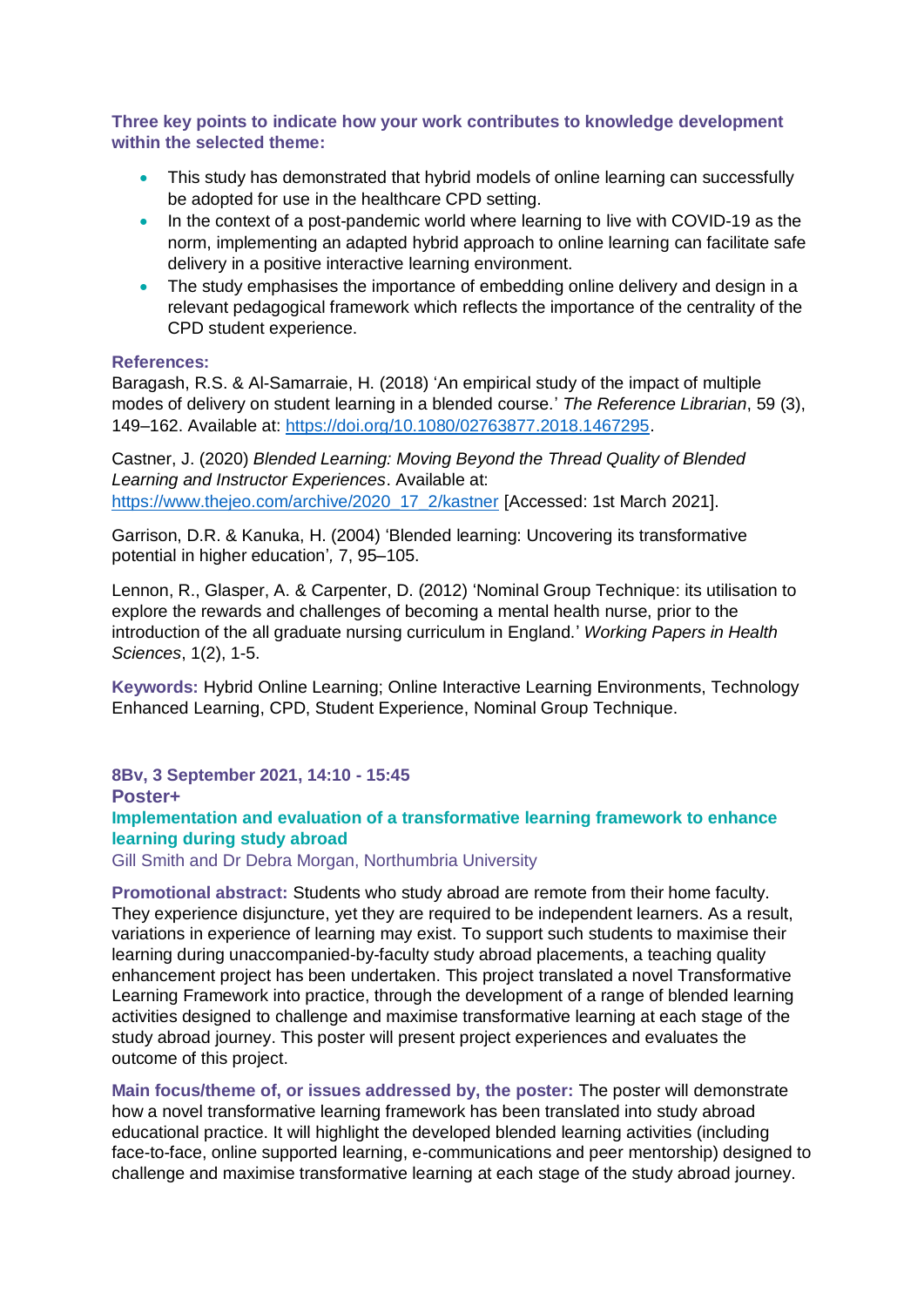**Three key points to indicate how your work contributes to knowledge development within the selected theme:**

- This study has demonstrated that hybrid models of online learning can successfully be adopted for use in the healthcare CPD setting.
- In the context of a post-pandemic world where learning to live with COVID-19 as the norm, implementing an adapted hybrid approach to online learning can facilitate safe delivery in a positive interactive learning environment.
- The study emphasises the importance of embedding online delivery and design in a relevant pedagogical framework which reflects the importance of the centrality of the CPD student experience.

**References:**

Baragash, R.S. & Al-Samarraie, H. (2018) 'An empirical study of the impact of multiple modes of delivery on student learning in a blended course.' *The Reference Librarian*, 59 (3), 149–162. Available at: https://doi.org/10.1080/02763877.2018.1467295.

Castner, J. (2020) *Blended Learning: Moving Beyond the Thread Quality of Blended Learning and Instructor Experiences*. Available at: https://www.thejeo.com/archive/2020_17_2/kastner [Accessed: 1st March 2021].

Garrison, D.R. & Kanuka, H. (2004) 'Blended learning: Uncovering its transformative potential in higher education', 7, 95–105.

Lennon, R., Glasper, A. & Carpenter, D. (2012) 'Nominal Group Technique: its utilisation to explore the rewards and challenges of becoming a mental health nurse, prior to the introduction of the all graduate nursing curriculum in England.' *Working Papers in Health Sciences*, 1(2), 1-5.

**Keywords:** Hybrid Online Learning; Online Interactive Learning Environments, Technology Enhanced Learning, CPD, Student Experience, Nominal Group Technique.

**8Bv, 3 September 2021, 14:10 - 15:45**

**Poster+**

## Implementation and evaluation of a transformative learning framework to enhance learning during study abroad

Gill Smith and Dr Debra Morgan, Northumbria University

**Promotional abstract:** Students who study abroad are remote from their home faculty. They experience disjuncture, yet they are required to be independent learners. As a result, variations in experience of learning may exist. To support such students to maximise their learning during unaccompanied-by-faculty study abroad placements, a teaching quality enhancement project has been undertaken. This project translated a novel Transformative Learning Framework into practice, through the development of a range of blended learning activities designed to challenge and maximise transformative learning at each stage of the study abroad journey. This poster will present project experiences and evaluates the outcome of this project.

**Main focus/theme of, or issues addressed by, the poster:** The poster will demonstrate how a novel transformative learning framework has been translated into study abroad educational practice. It will highlight the developed blended learning activities (including face-to-face, online supported learning, e-communications and peer mentorship) designed to challenge and maximise transformative learning at each stage of the study abroad journey.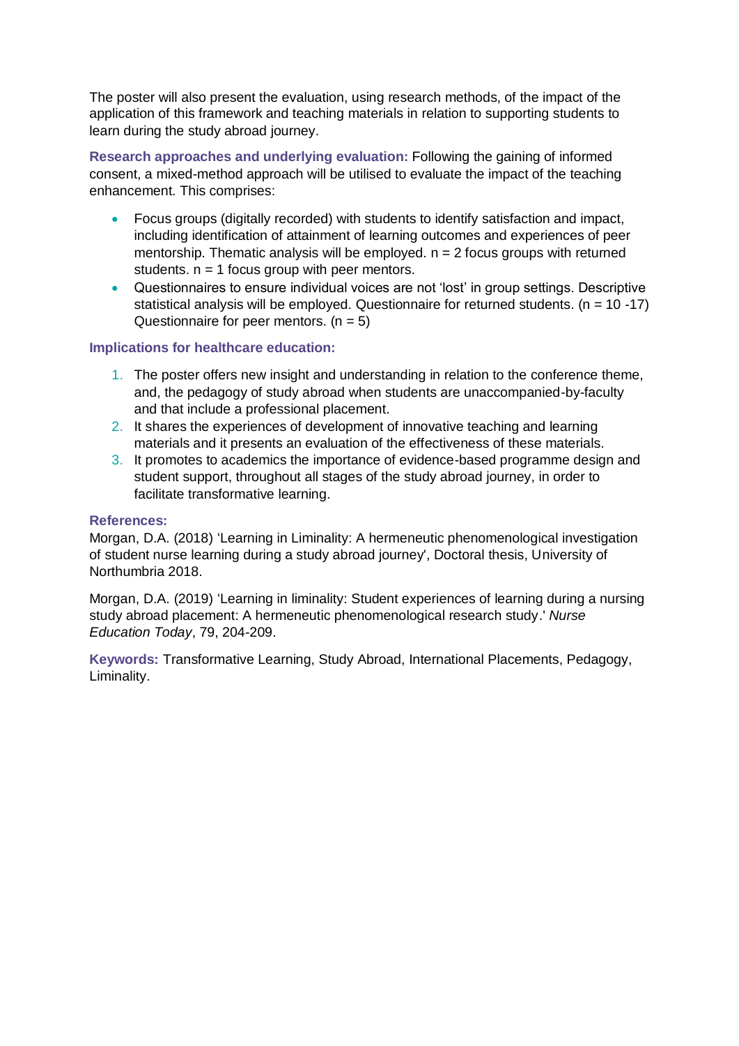The poster will also present the evaluation, using research methods, of the impact of the application of this framework and teaching materials in relation to supporting students to learn during the study abroad journey.

**Research approaches and underlying evaluation:** Following the gaining of informed consent, a mixed-method approach will be utilised to evaluate the impact of the teaching enhancement. This comprises:

- Focus groups (digitally recorded) with students to identify satisfaction and impact, including identification of attainment of learning outcomes and experiences of peer mentorship. Thematic analysis will be employed. n = 2 focus groups with returned students. n = 1 focus group with peer mentors.
- Questionnaires to ensure individual voices are not 'lost' in group settings. Descriptive statistical analysis will be employed. Questionnaire for returned students. (n = 10 -17) Questionnaire for peer mentors. (n = 5)

**Implications for healthcare education:**

1. The poster offers new insight and understanding in relation to the conference theme, and, the pedagogy of study abroad when students are unaccompanied-by-faculty and that include a professional placement.
2. It shares the experiences of development of innovative teaching and learning materials and it presents an evaluation of the effectiveness of these materials.
3. It promotes to academics the importance of evidence-based programme design and student support, throughout all stages of the study abroad journey, in order to facilitate transformative learning.

**References:**

Morgan, D.A. (2018) 'Learning in Liminality: A hermeneutic phenomenological investigation of student nurse learning during a study abroad journey', Doctoral thesis, University of Northumbria 2018.

Morgan, D.A. (2019) 'Learning in liminality: Student experiences of learning during a nursing study abroad placement: A hermeneutic phenomenological research study.' *Nurse Education Today*, 79, 204-209.

**Keywords:** Transformative Learning, Study Abroad, International Placements, Pedagogy, Liminality.